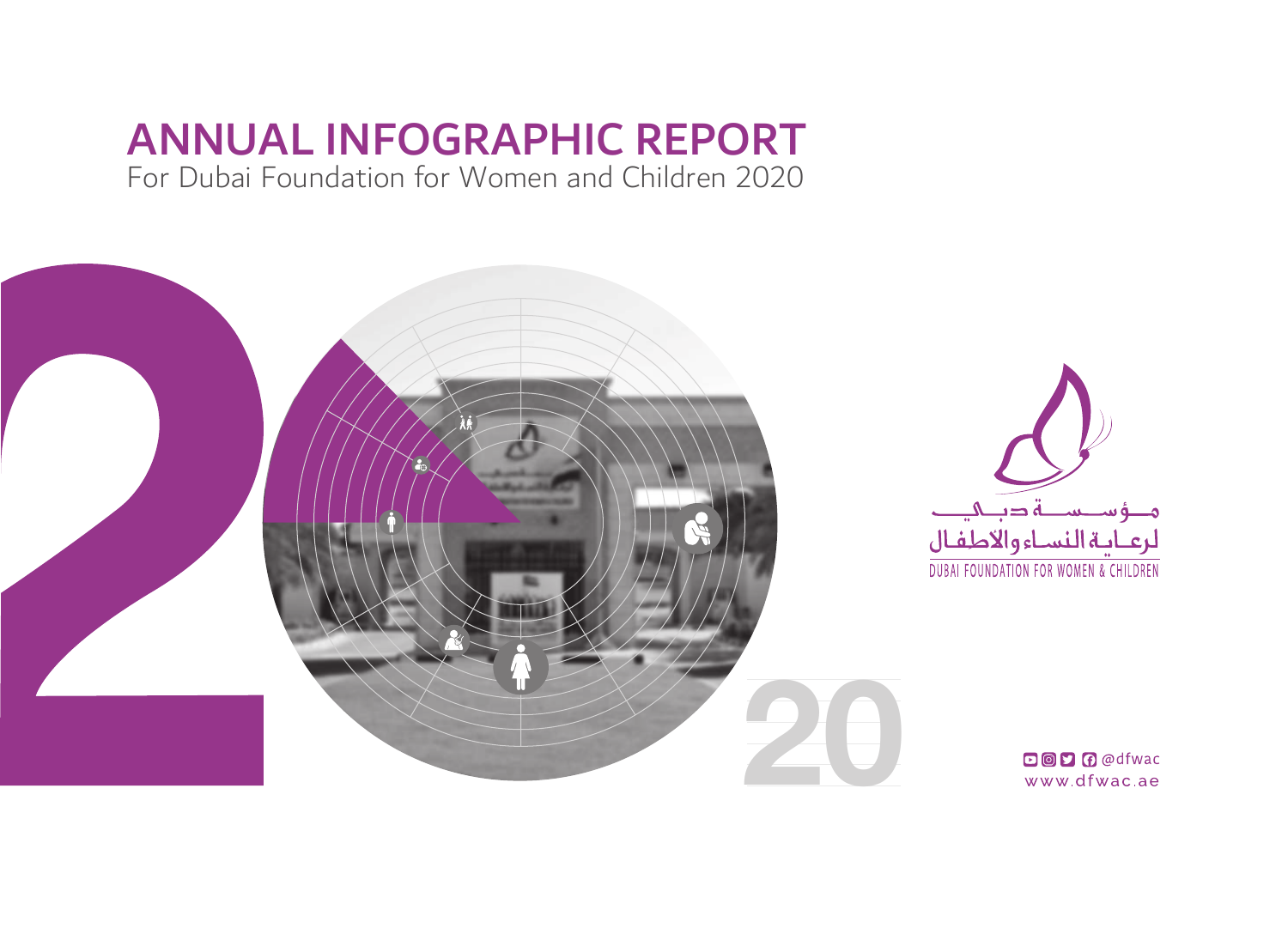# ANNUAL INFOGRAPHIC REPORT

For Dubai Foundation for Women and Children 2020

مؤسسة دبي لرعاية النساء والأطفال

DUBAI FOUNDATION FOR WOMEN & CHILDREN

@dfwac

www.dfwac.ae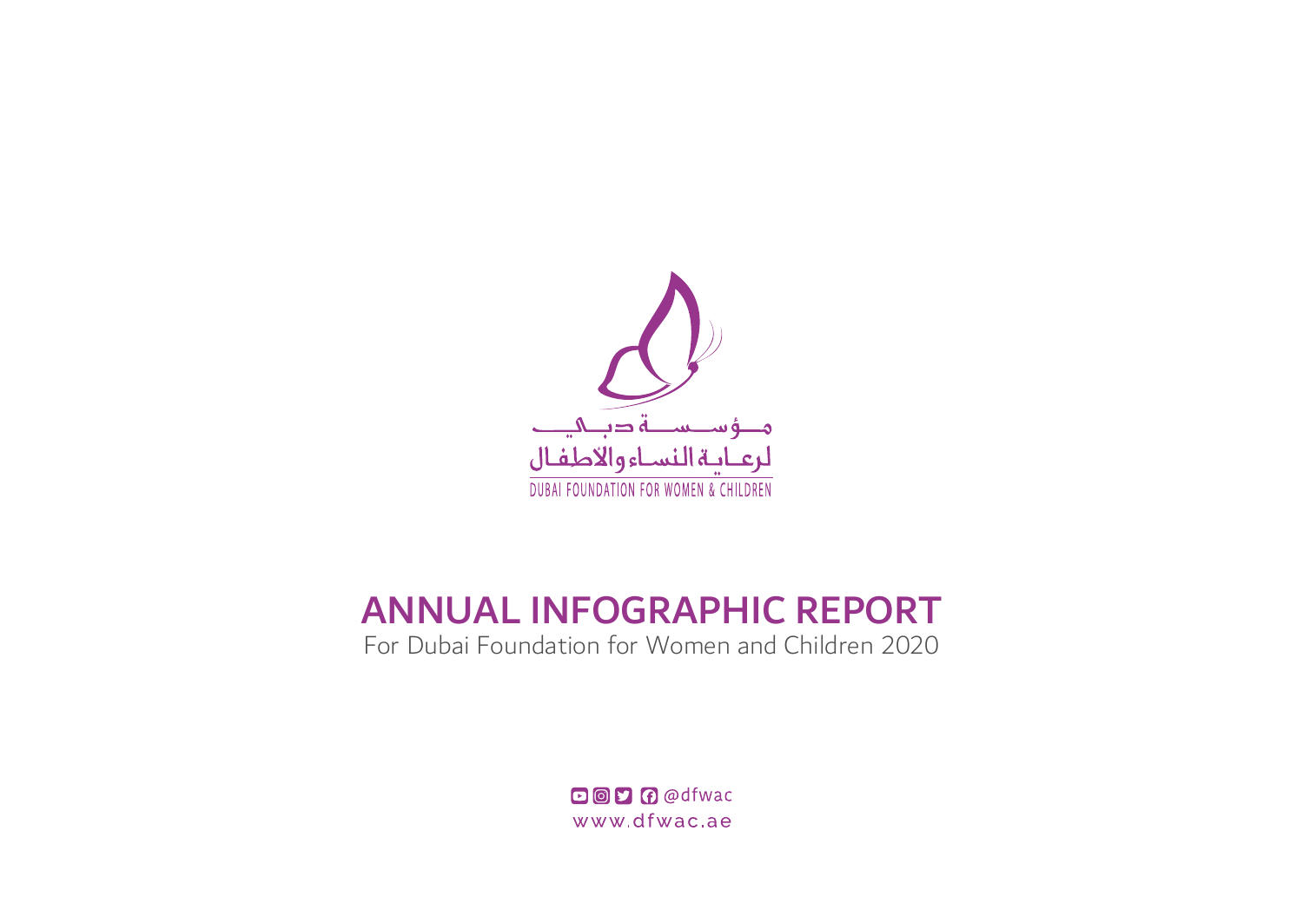مـؤسـسـة دبـي
لرعـاية النسـاء والأطفـال
DUBAI FOUNDATION FOR WOMEN & CHILDREN

# ANNUAL INFOGRAPHIC REPORT

For Dubai Foundation for Women and Children 2020

@dfwac
www.dfwac.ae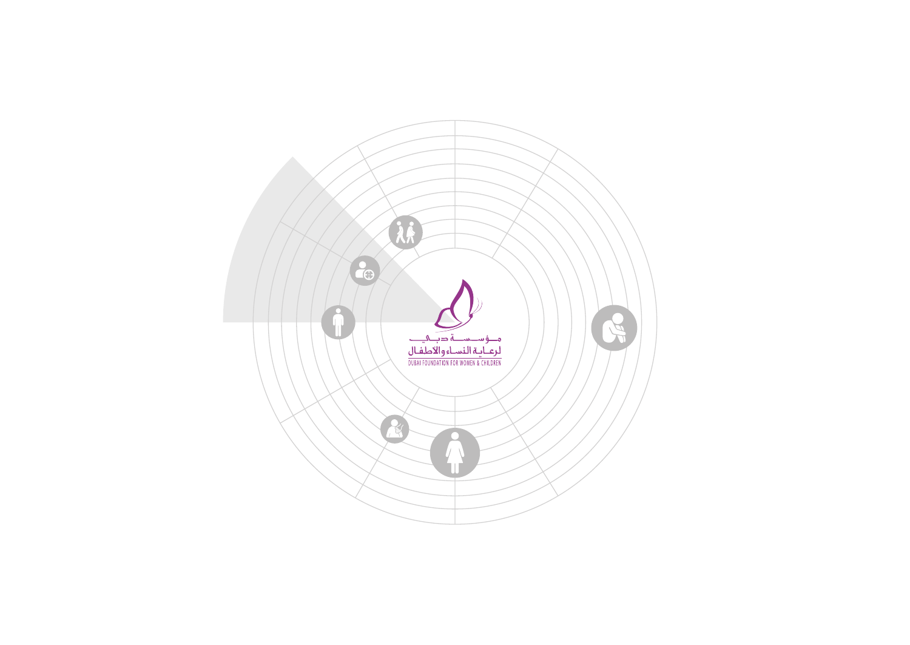مؤسسة دبي
لرعاية النساء والأطفال
DUBAI FOUNDATION FOR WOMEN & CHILDREN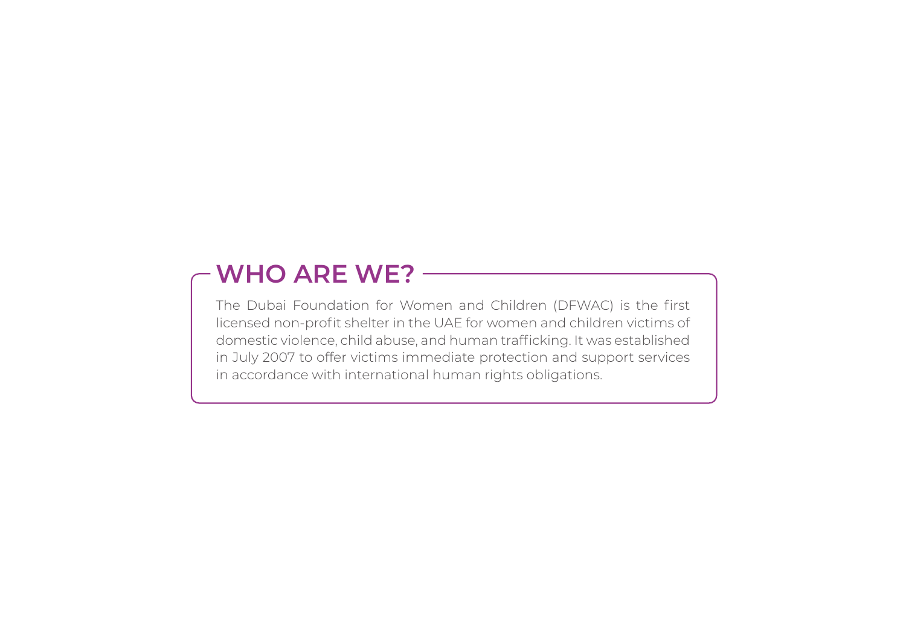## WHO ARE WE?

The Dubai Foundation for Women and Children (DFWAC) is the first licensed non-profit shelter in the UAE for women and children victims of domestic violence, child abuse, and human trafficking. It was established in July 2007 to offer victims immediate protection and support services in accordance with international human rights obligations.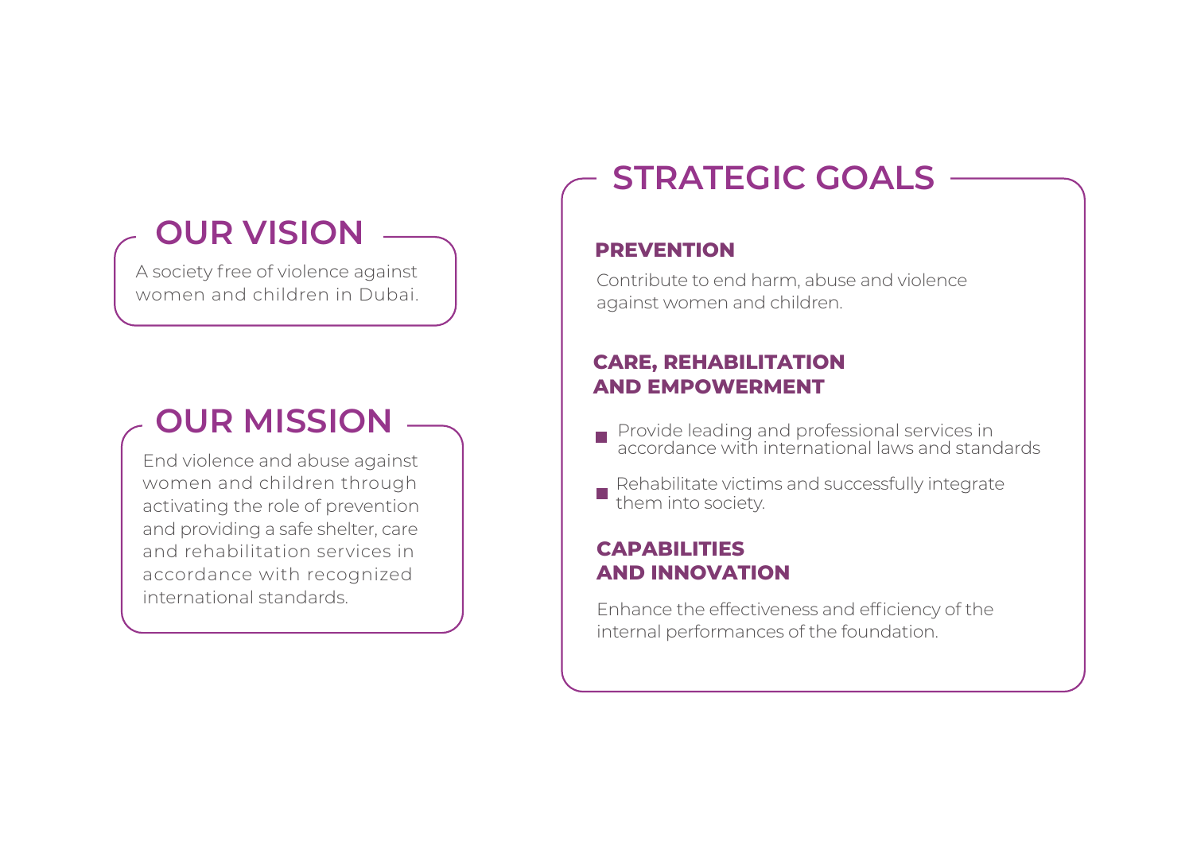## OUR VISION

A society free of violence against women and children in Dubai.

## OUR MISSION

End violence and abuse against women and children through activating the role of prevention and providing a safe shelter, care and rehabilitation services in accordance with recognized international standards.

## STRATEGIC GOALS

### PREVENTION

Contribute to end harm, abuse and violence against women and children.

### CARE, REHABILITATION AND EMPOWERMENT

- Provide leading and professional services in accordance with international laws and standards
- Rehabilitate victims and successfully integrate them into society.

### CAPABILITIES AND INNOVATION

Enhance the effectiveness and efficiency of the internal performances of the foundation.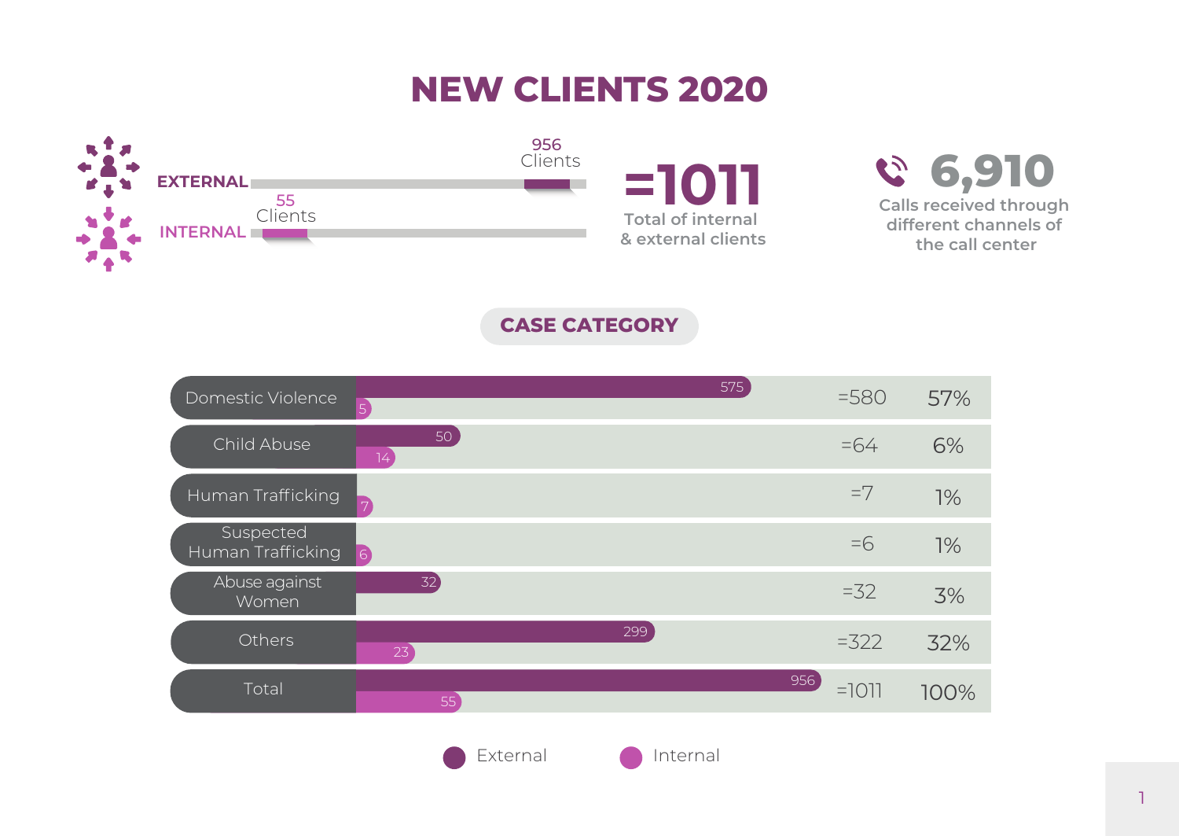# NEW CLIENTS 2020

EXTERNAL: 956 Clients

INTERNAL: 55 Clients

**=1011** Total of internal & external clients

**6,910** Calls received through different channels of the call center

## CASE CATEGORY

| Category | External | Internal | Total | % |
|---|---|---|---|---|
| Domestic Violence | 575 | 5 | =580 | 57% |
| Child Abuse | 50 | 14 | =64 | 6% |
| Human Trafficking | | 7 | =7 | 1% |
| Suspected Human Trafficking | | 6 | =6 | 1% |
| Abuse against Women | 32 | | =32 | 3% |
| Others | 299 | 23 | =322 | 32% |
| Total | 956 | 55 | =1011 | 100% |

External   Internal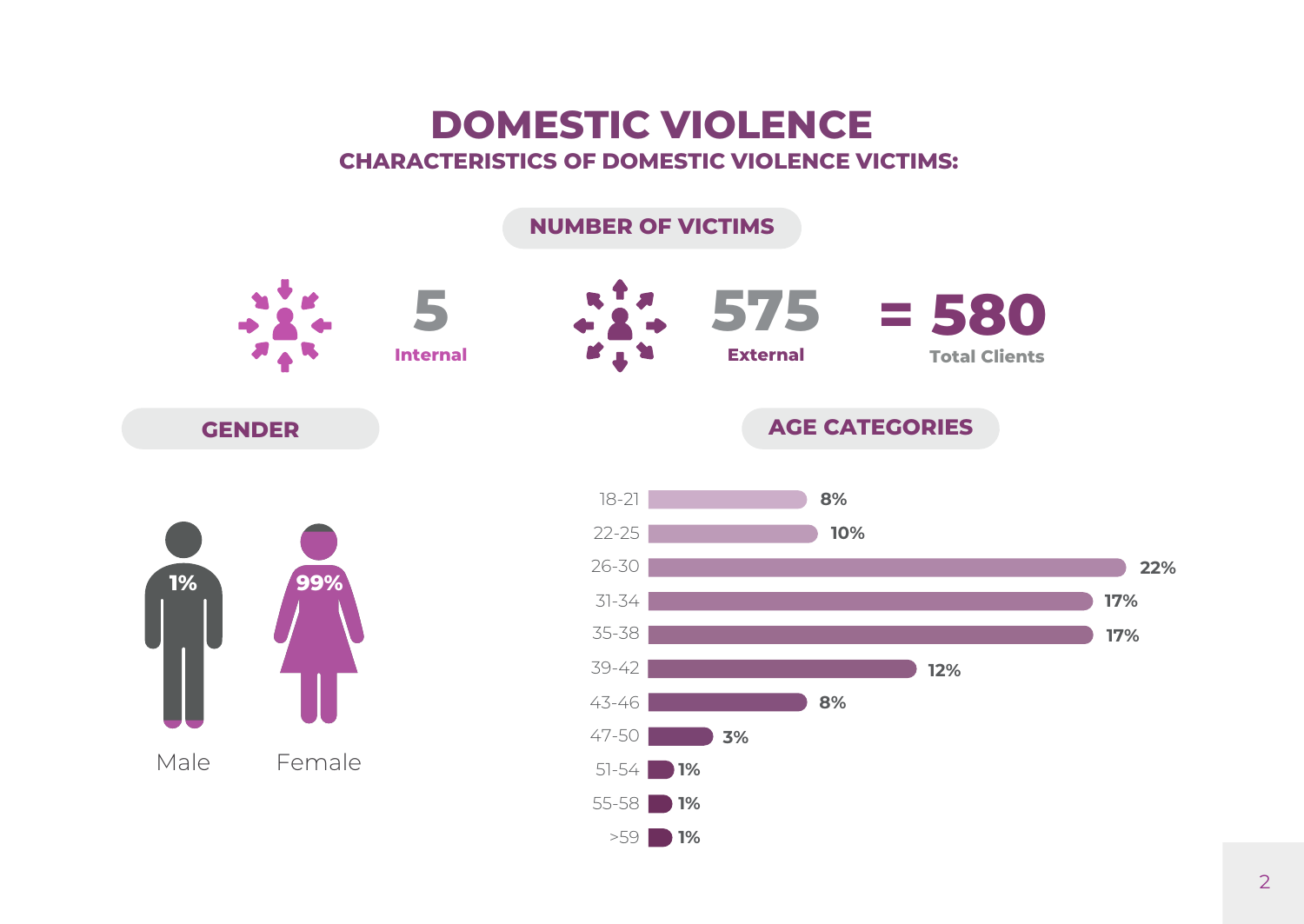# DOMESTIC VIOLENCE

## CHARACTERISTICS OF DOMESTIC VIOLENCE VICTIMS:

### NUMBER OF VICTIMS

**5** Internal

**575** External

**= 580** Total Clients

### GENDER

| Male | Female |
|---|---|
| 1% | 99% |

### AGE CATEGORIES

| Age | Percentage |
|---|---|
| 18-21 | 8% |
| 22-25 | 10% |
| 26-30 | 22% |
| 31-34 | 17% |
| 35-38 | 17% |
| 39-42 | 12% |
| 43-46 | 8% |
| 47-50 | 3% |
| 51-54 | 1% |
| 55-58 | 1% |
| >59 | 1% |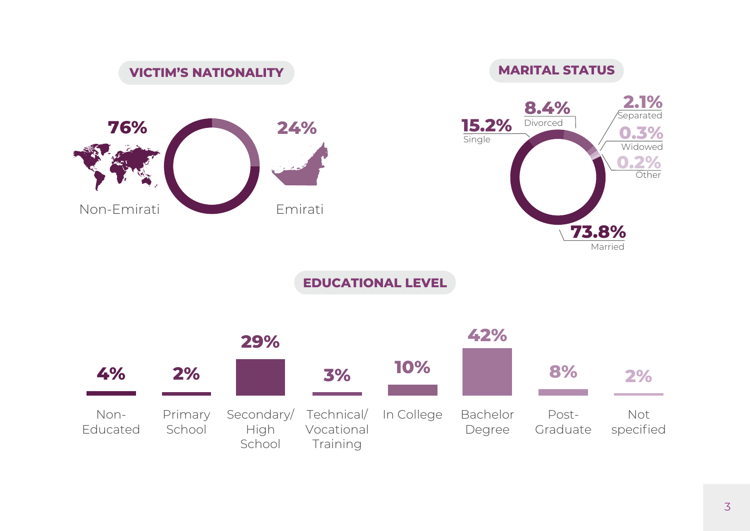## VICTIM'S NATIONALITY

| Nationality | Percentage |
|---|---|
| Non-Emirati | 76% |
| Emirati | 24% |

## MARITAL STATUS

| Marital Status | Percentage |
|---|---|
| Married | 73.8% |
| Single | 15.2% |
| Divorced | 8.4% |
| Separated | 2.1% |
| Widowed | 0.3% |
| Other | 0.2% |

## EDUCATIONAL LEVEL

| Educational Level | Percentage |
|---|---|
| Non-Educated | 4% |
| Primary School | 2% |
| Secondary/ High School | 29% |
| Technical/ Vocational Training | 3% |
| In College | 10% |
| Bachelor Degree | 42% |
| Post-Graduate | 8% |
| Not specified | 2% |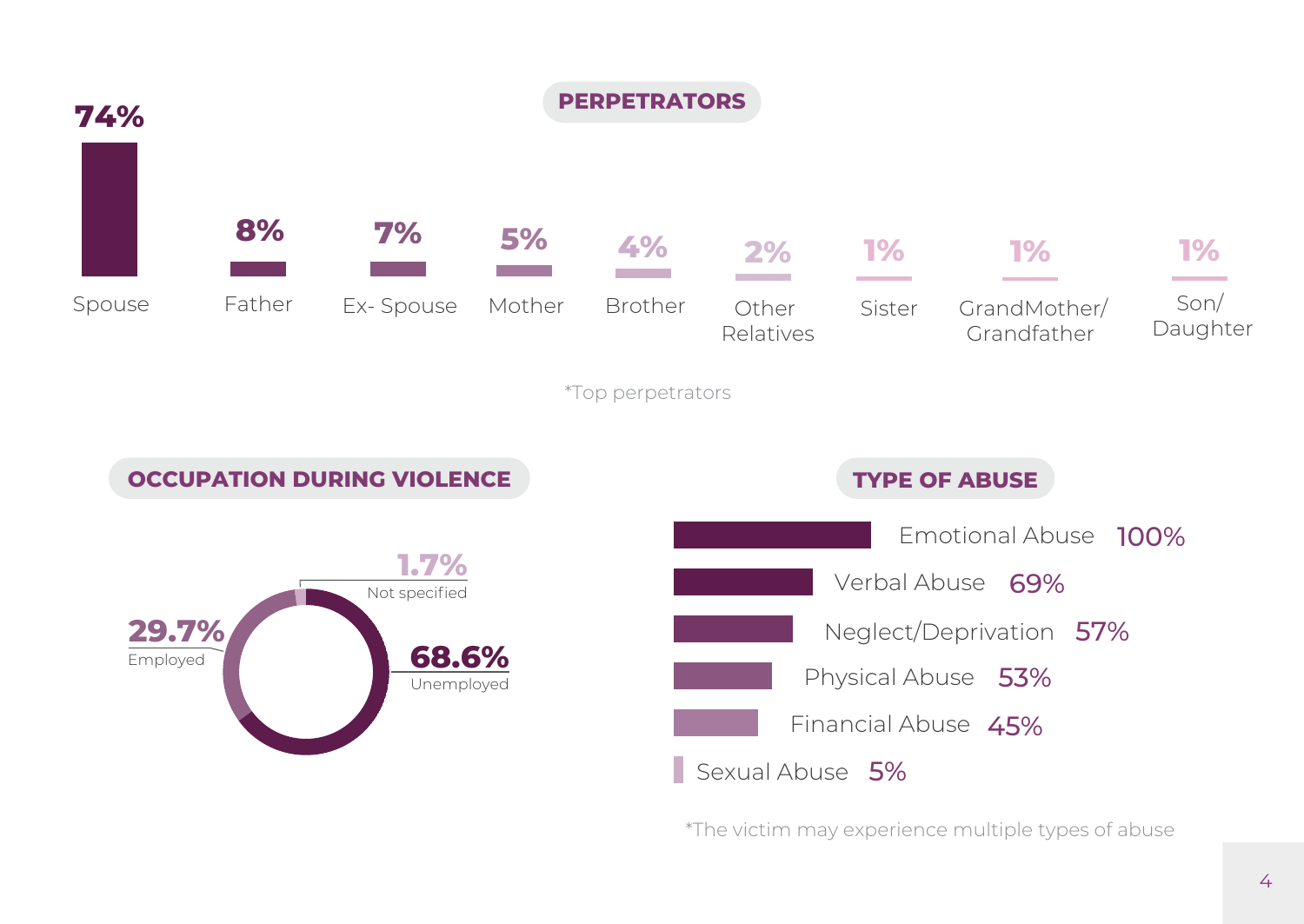## PERPERTRATORS

| Perpetrator | Percentage |
|---|---|
| Spouse | 74% |
| Father | 8% |
| Ex- Spouse | 7% |
| Mother | 5% |
| Brother | 4% |
| Other Relatives | 2% |
| Sister | 1% |
| GrandMother/ Grandfather | 1% |
| Son/ Daughter | 1% |

*Top perpetrators

## OCCUPATION DURING VIOLENCE

| Occupation | Percentage |
|---|---|
| Unemployed | 68.6% |
| Employed | 29.7% |
| Not specified | 1.7% |

## TYPE OF ABUSE

| Type of Abuse | Percentage |
|---|---|
| Emotional Abuse | 100% |
| Verbal Abuse | 69% |
| Neglect/Deprivation | 57% |
| Physical Abuse | 53% |
| Financial Abuse | 45% |
| Sexual Abuse | 5% |

*The victim may experience multiple types of abuse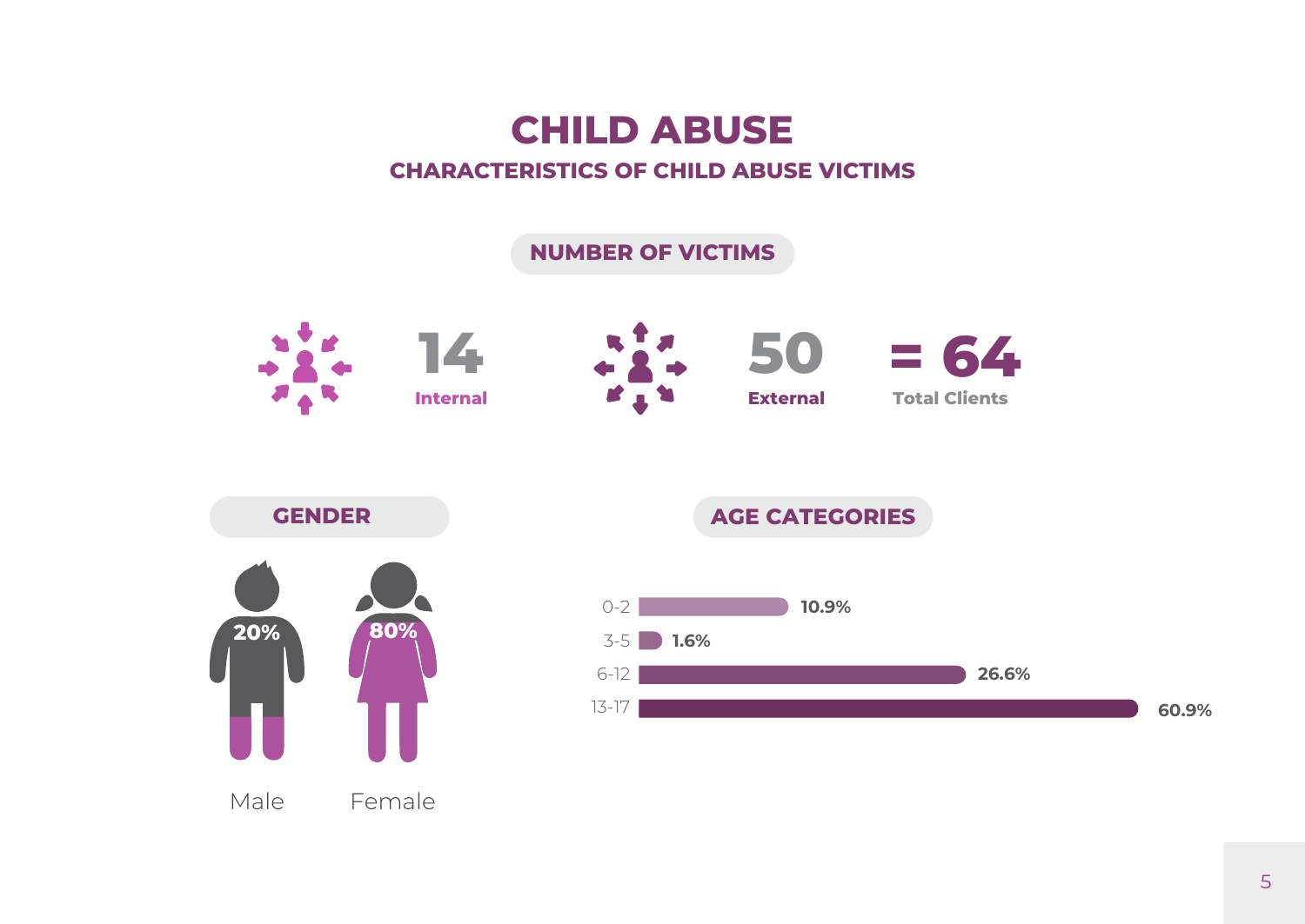# CHILD ABUSE

## CHARACTERISTICS OF CHILD ABUSE VICTIMS

### NUMBER OF VICTIMS

**14** Internal

**50** External

**= 64** Total Clients

### GENDER

| Male | Female |
|---|---|
| 20% | 80% |

### AGE CATEGORIES

| Age | Percentage |
|---|---|
| 0-2 | 10.9% |
| 3-5 | 1.6% |
| 6-12 | 26.6% |
| 13-17 | 60.9% |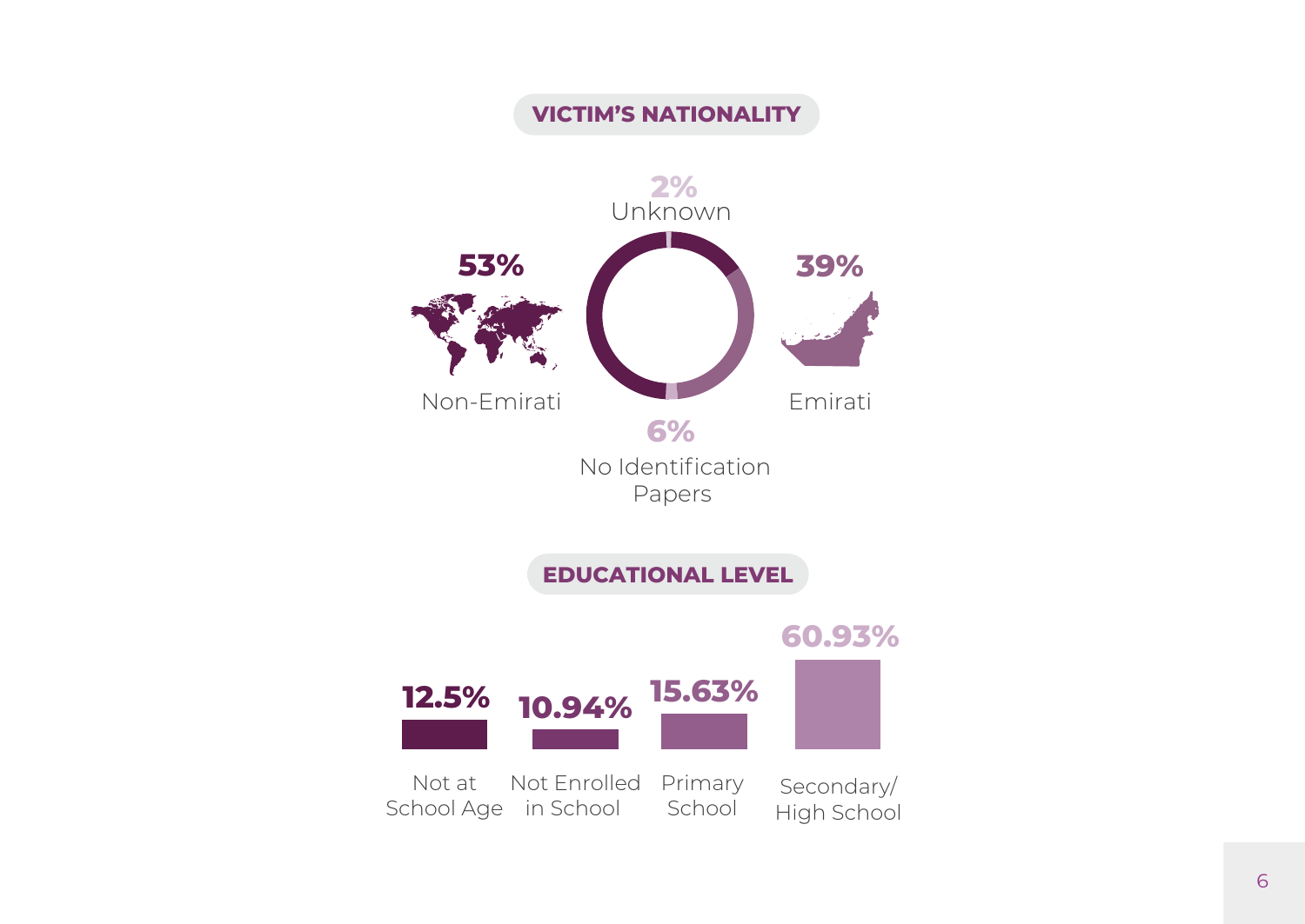## VICTIM'S NATIONALITY

**53%**
Non-Emirati

**39%**
Emirati

**6%**
No Identification Papers

**2%**
Unknown

## EDUCATIONAL LEVEL

| Not at School Age | Not Enrolled in School | Primary School | Secondary/ High School |
|---|---|---|---|
| 12.5% | 10.94% | 15.63% | 60.93% |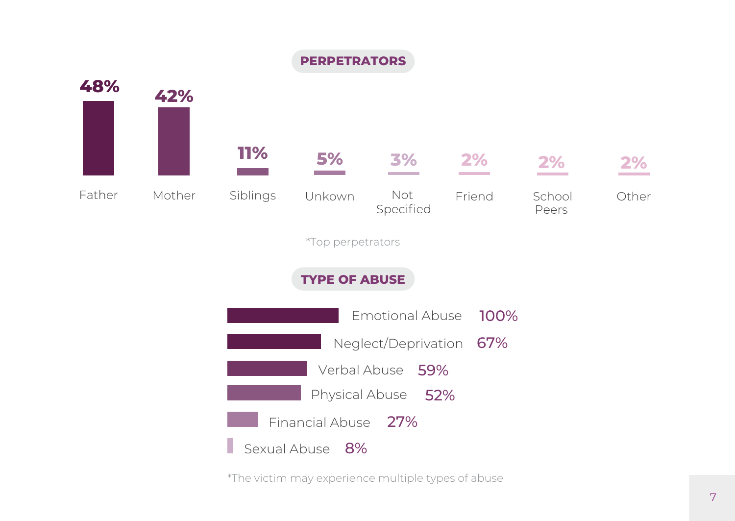## PERPETRATORS

| Father | Mother | Siblings | Unkown | Not Specified | Friend | School Peers | Other |
|---|---|---|---|---|---|---|---|
| 48% | 42% | 11% | 5% | 3% | 2% | 2% | 2% |

*Top perpetrators

## TYPE OF ABUSE

| Type of Abuse | % |
|---|---|
| Emotional Abuse | 100% |
| Neglect/Deprivation | 67% |
| Verbal Abuse | 59% |
| Physical Abuse | 52% |
| Financial Abuse | 27% |
| Sexual Abuse | 8% |

*The victim may experience multiple types of abuse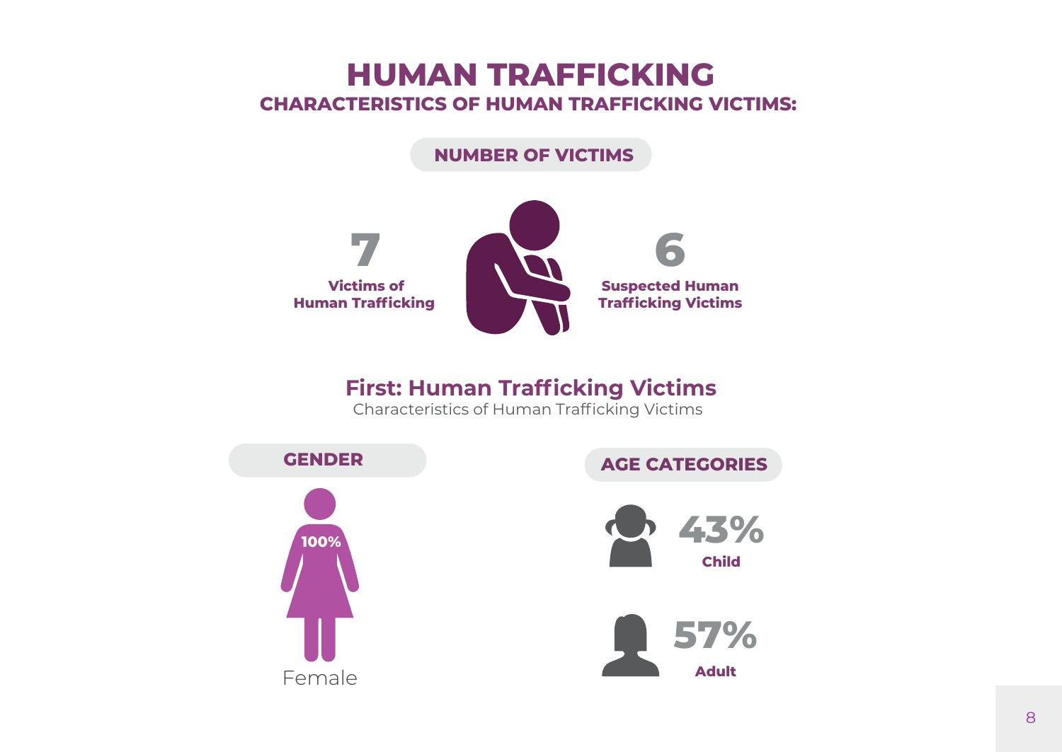# HUMAN TRAFFICKING

## CHARACTERISTICS OF HUMAN TRAFFICKING VICTIMS:

### NUMBER OF VICTIMS

**7**
**Victims of Human Trafficking**

**6**
**Suspected Human Trafficking Victims**

## First: Human Trafficking Victims

Characteristics of Human Trafficking Victims

### GENDER

**100%**
Female

### AGE CATEGORIES

**43%**
**Child**

**57%**
**Adult**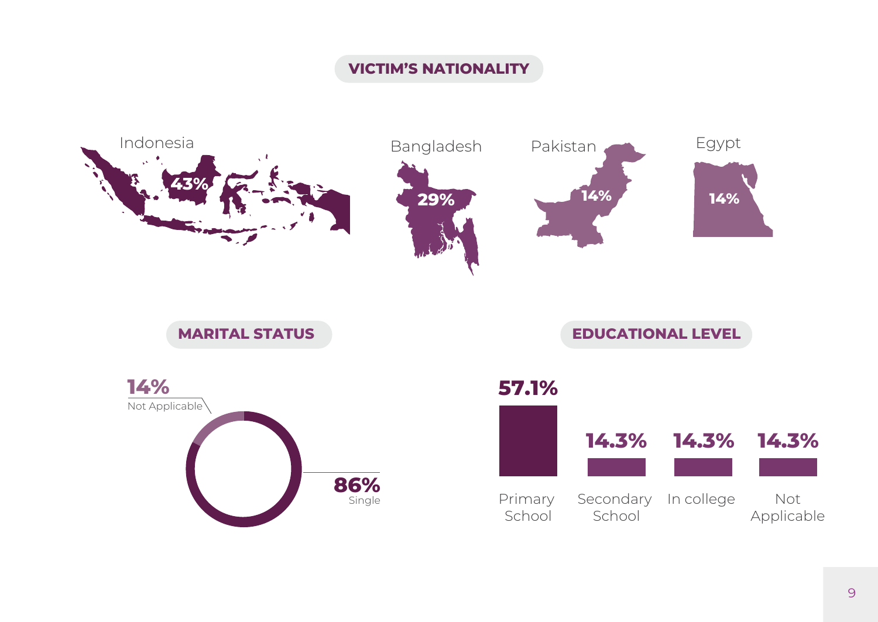## VICTIM'S NATIONALITY

| Country | Percentage |
| --- | --- |
| Indonesia | 43% |
| Bangladesh | 29% |
| Pakistan | 14% |
| Egypt | 14% |

## MARITAL STATUS

| Status | Percentage |
| --- | --- |
| Not Applicable | 14% |
| Single | 86% |

## EDUCATIONAL LEVEL

| Level | Percentage |
| --- | --- |
| Primary School | 57.1% |
| Secondary School | 14.3% |
| In college | 14.3% |
| Not Applicable | 14.3% |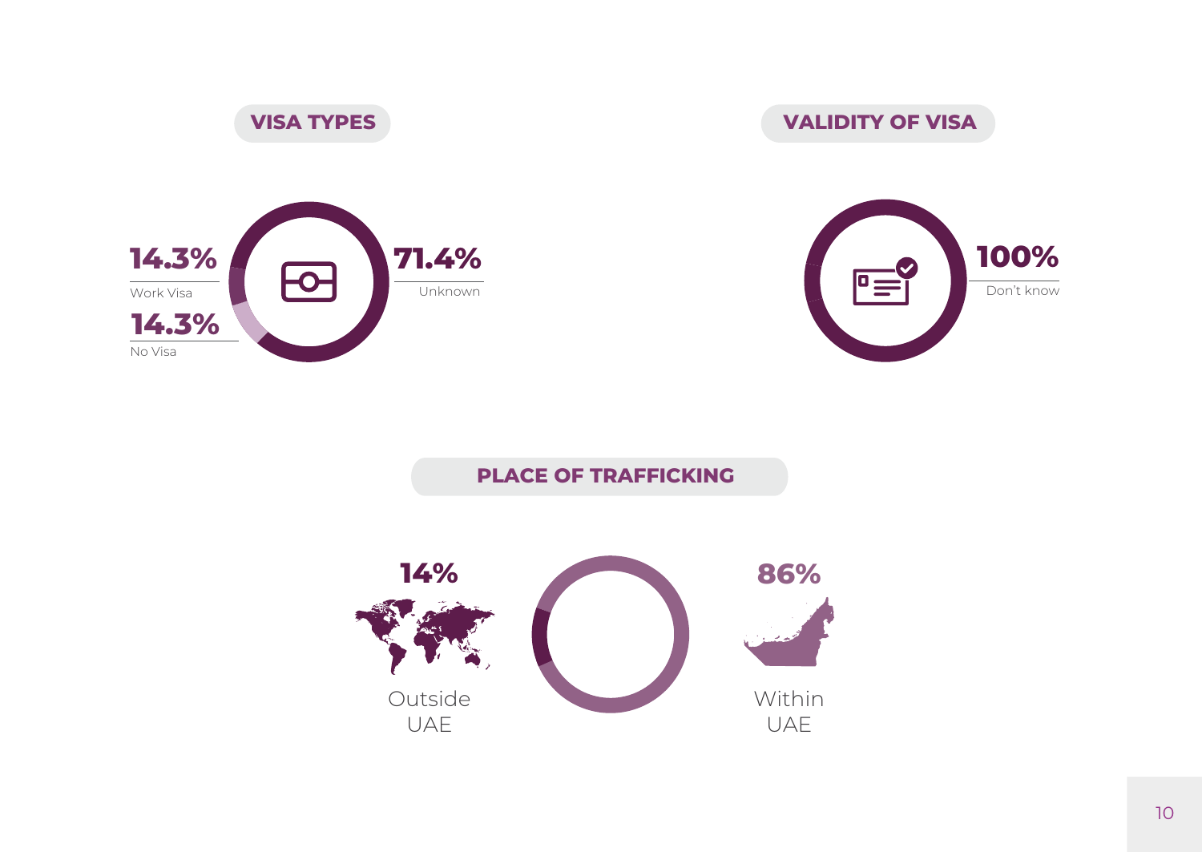## VISA TYPES

**14.3%** Work Visa

**14.3%** No Visa

**71.4%** Unknown

## VALIDITY OF VISA

**100%** Don't know

## PLACE OF TRAFFICKING

**14%** Outside UAE

**86%** Within UAE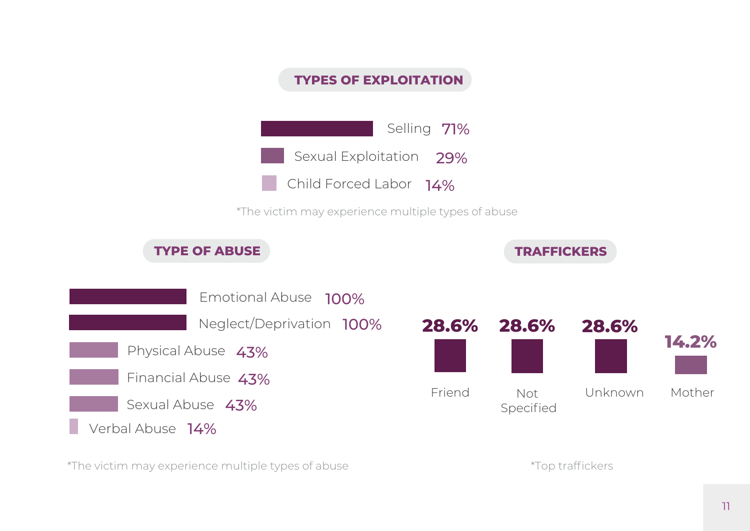## TYPES OF EXPLOITATION

| Type | Percentage |
|---|---|
| Selling | 71% |
| Sexual Exploitation | 29% |
| Child Forced Labor | 14% |

*The victim may experience multiple types of abuse

## TYPE OF ABUSE

| Type | Percentage |
|---|---|
| Emotional Abuse | 100% |
| Neglect/Deprivation | 100% |
| Physical Abuse | 43% |
| Financial Abuse | 43% |
| Sexual Abuse | 43% |
| Verbal Abuse | 14% |

*The victim may experience multiple types of abuse

## TRAFFICKERS

| Trafficker | Percentage |
|---|---|
| Friend | 28.6% |
| Not Specified | 28.6% |
| Unknown | 28.6% |
| Mother | 14.2% |

*Top traffickers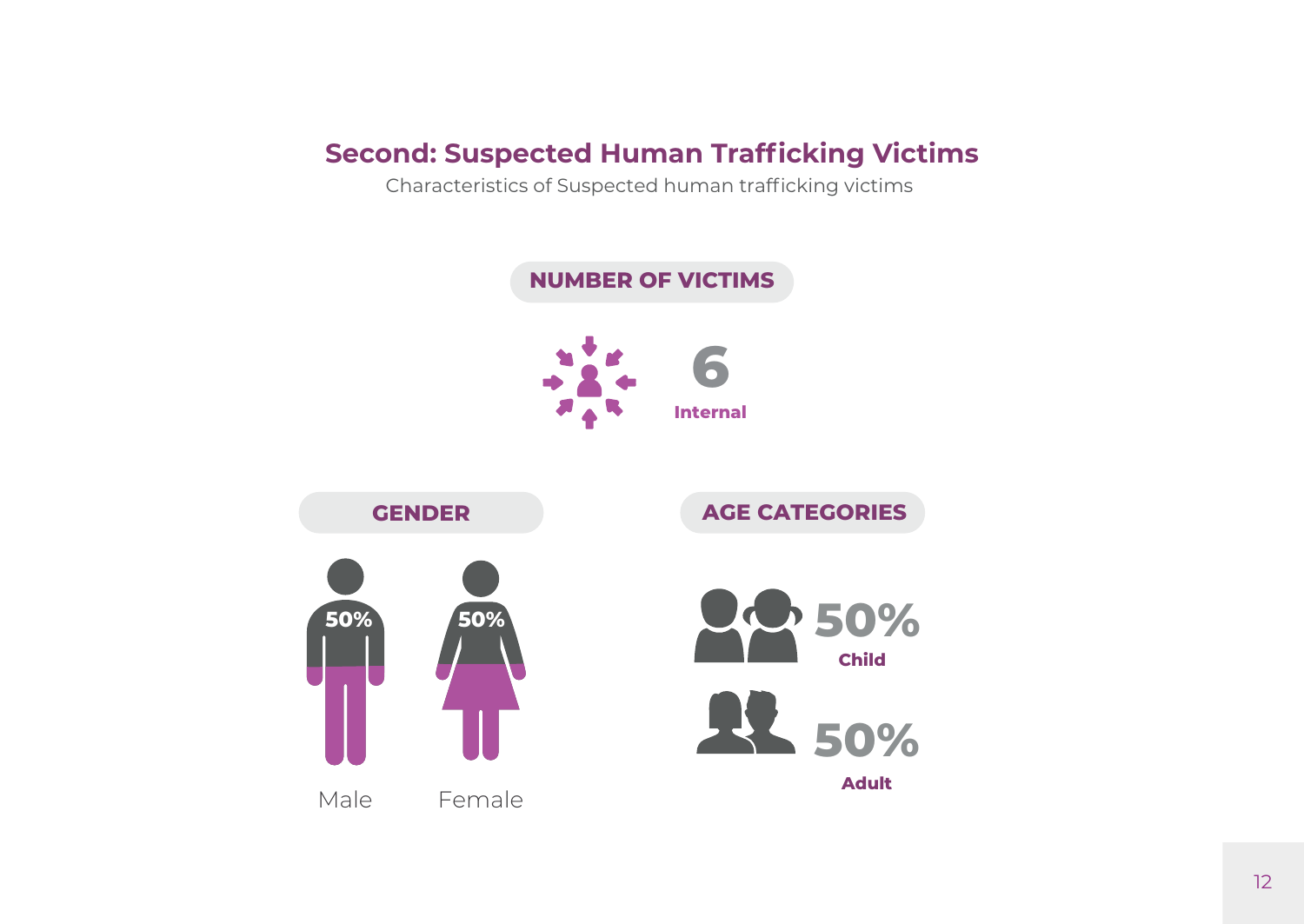## Second: Suspected Human Trafficking Victims

Characteristics of Suspected human trafficking victims

### NUMBER OF VICTIMS

**6**
**Internal**

### GENDER

50% Male

50% Female

### AGE CATEGORIES

**50%** **Child**

**50%** **Adult**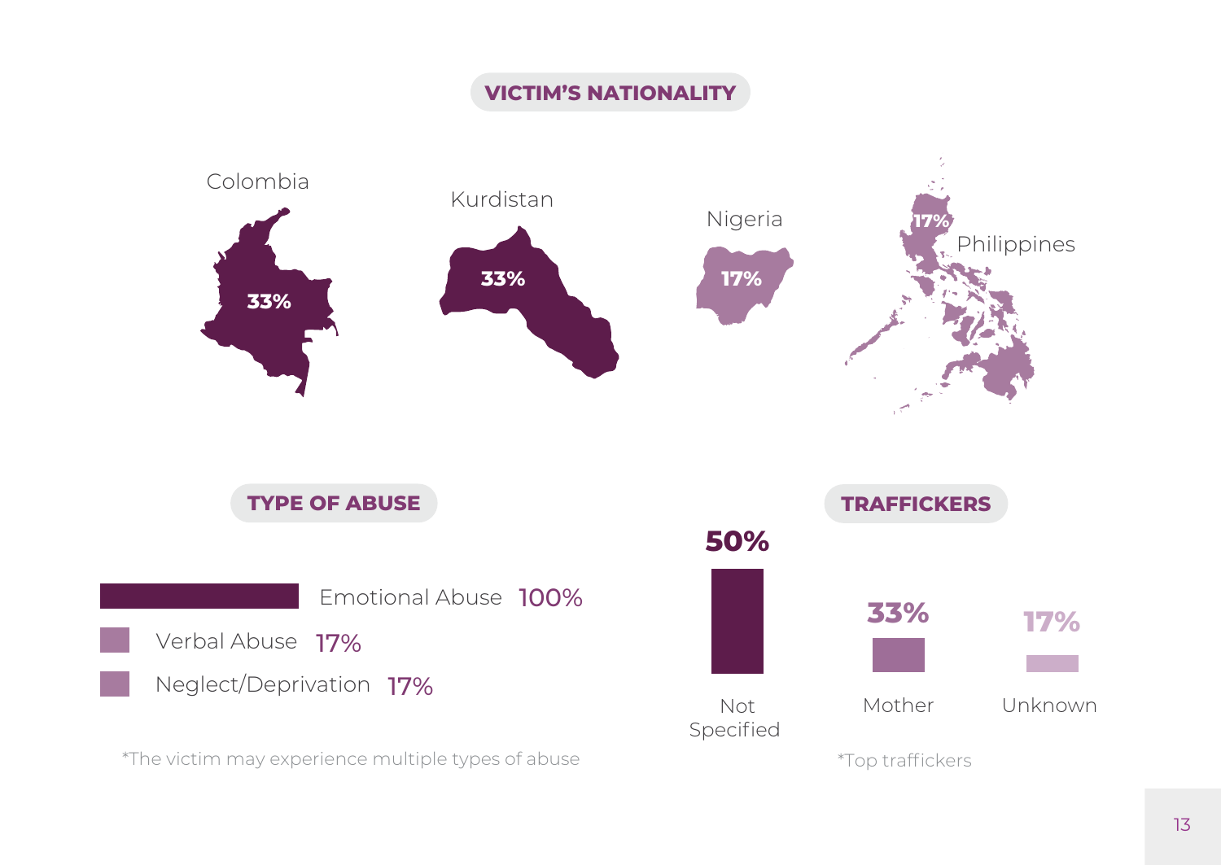## VICTIM'S NATIONALITY

| Nationality | Percentage |
| --- | --- |
| Colombia | 33% |
| Kurdistan | 33% |
| Nigeria | 17% |
| Philippines | 17% |

## TYPE OF ABUSE

| Type of Abuse | Percentage |
| --- | --- |
| Emotional Abuse | 100% |
| Verbal Abuse | 17% |
| Neglect/Deprivation | 17% |

*The victim may experience multiple types of abuse

## TRAFFICKERS

| Trafficker | Percentage |
| --- | --- |
| Not Specified | 50% |
| Mother | 33% |
| Unknown | 17% |

*Top traffickers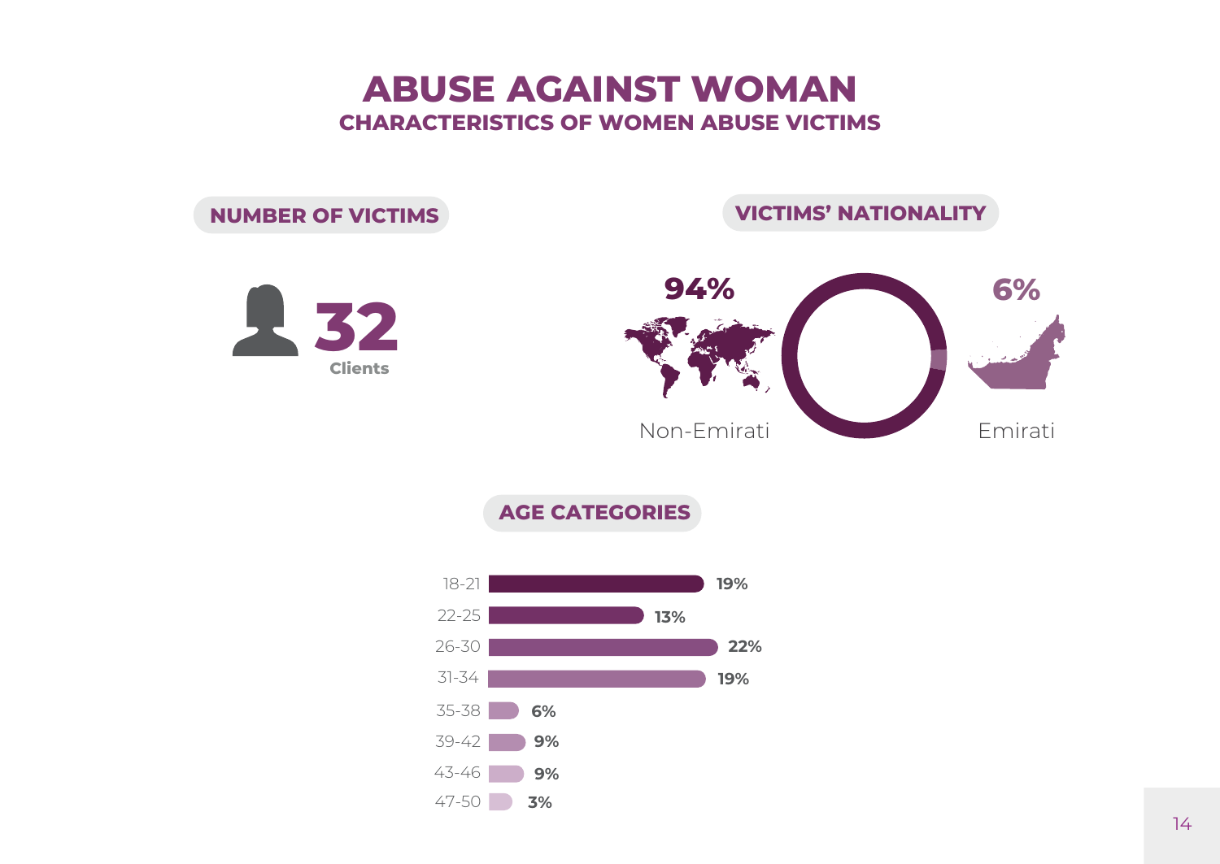# ABUSE AGAINST WOMAN

## CHARACTERISTICS OF WOMEN ABUSE VICTIMS

### NUMBER OF VICTIMS

**32** Clients

### VICTIMS' NATIONALITY

| Nationality | Percentage |
|---|---|
| Non-Emirati | 94% |
| Emirati | 6% |

### AGE CATEGORIES

| Age | Percentage |
|---|---|
| 18-21 | 19% |
| 22-25 | 13% |
| 26-30 | 22% |
| 31-34 | 19% |
| 35-38 | 6% |
| 39-42 | 9% |
| 43-46 | 9% |
| 47-50 | 3% |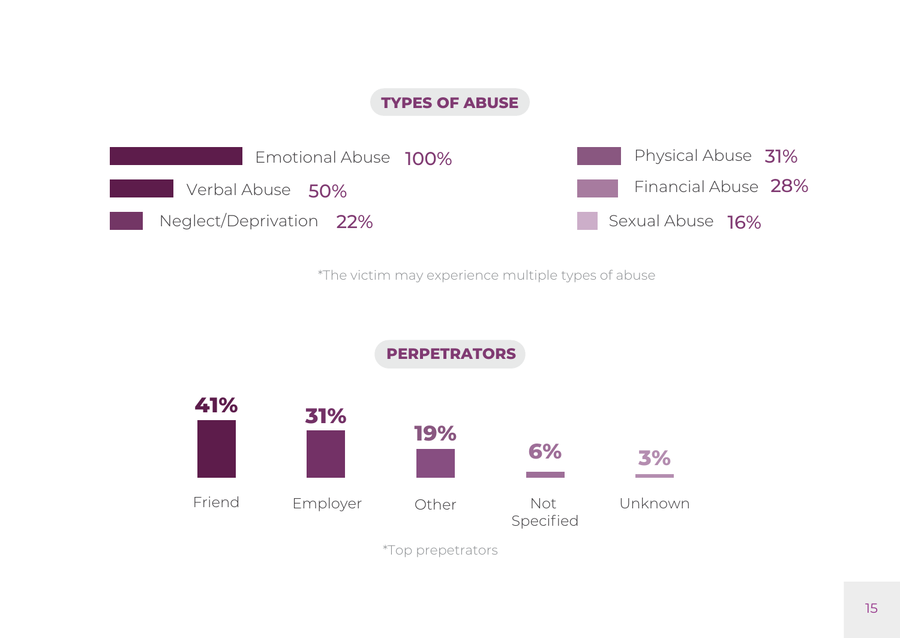## TYPES OF ABUSE

| Type of Abuse | Percentage |
| --- | --- |
| Emotional Abuse | 100% |
| Verbal Abuse | 50% |
| Neglect/Deprivation | 22% |
| Physical Abuse | 31% |
| Financial Abuse | 28% |
| Sexual Abuse | 16% |

*The victim may experience multiple types of abuse

## PERPETRATORS

| Perpetrator | Percentage |
| --- | --- |
| Friend | 41% |
| Employer | 31% |
| Other | 19% |
| Not Specified | 6% |
| Unknown | 3% |

*Top prepetrators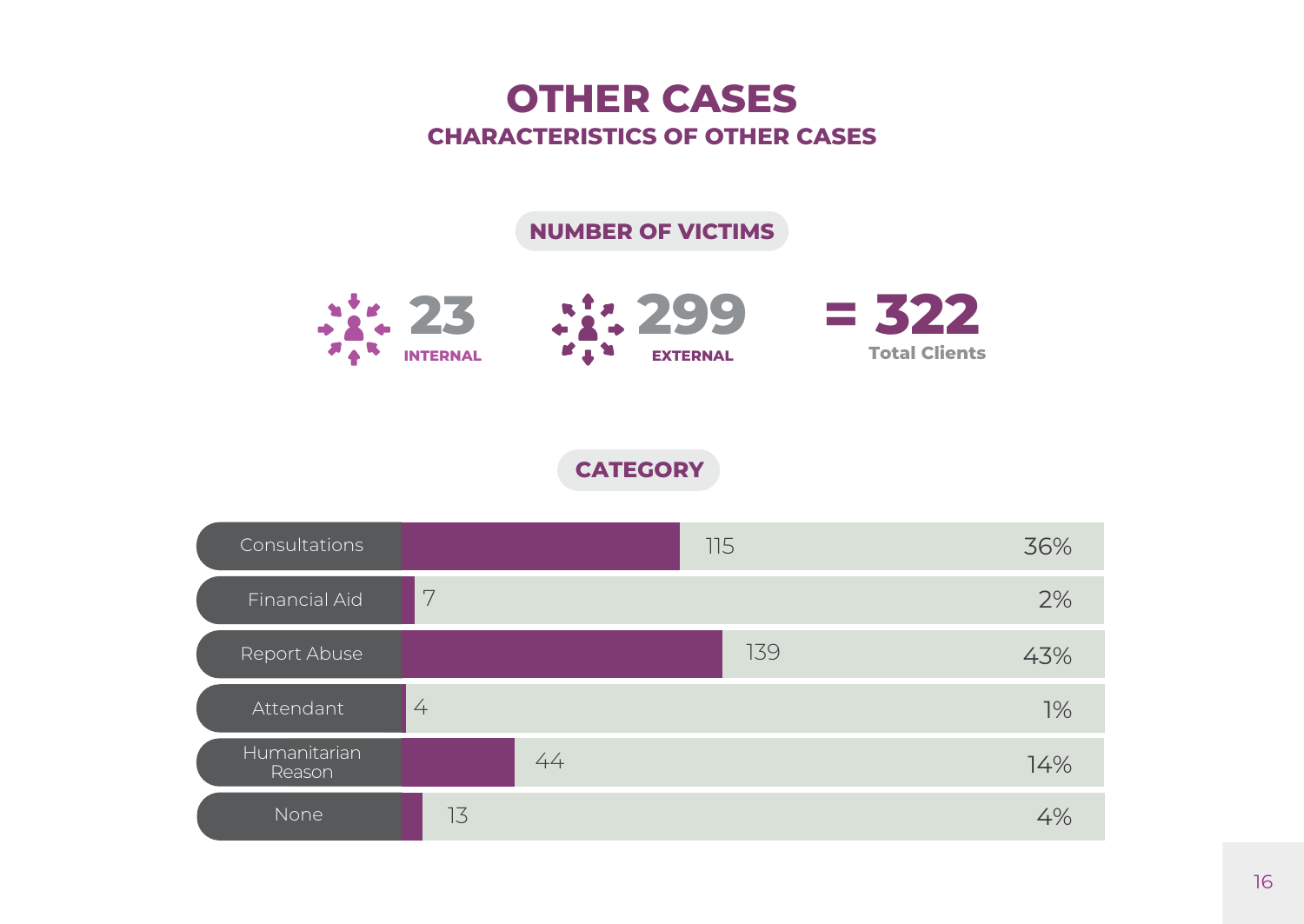# OTHER CASES

## CHARACTERISTICS OF OTHER CASES

### NUMBER OF VICTIMS

**23** INTERNAL

**299** EXTERNAL

**= 322** Total Clients

### CATEGORY

| Category | Number | Percentage |
|---|---|---|
| Consultations | 115 | 36% |
| Financial Aid | 7 | 2% |
| Report Abuse | 139 | 43% |
| Attendant | 4 | 1% |
| Humanitarian Reason | 44 | 14% |
| None | 13 | 4% |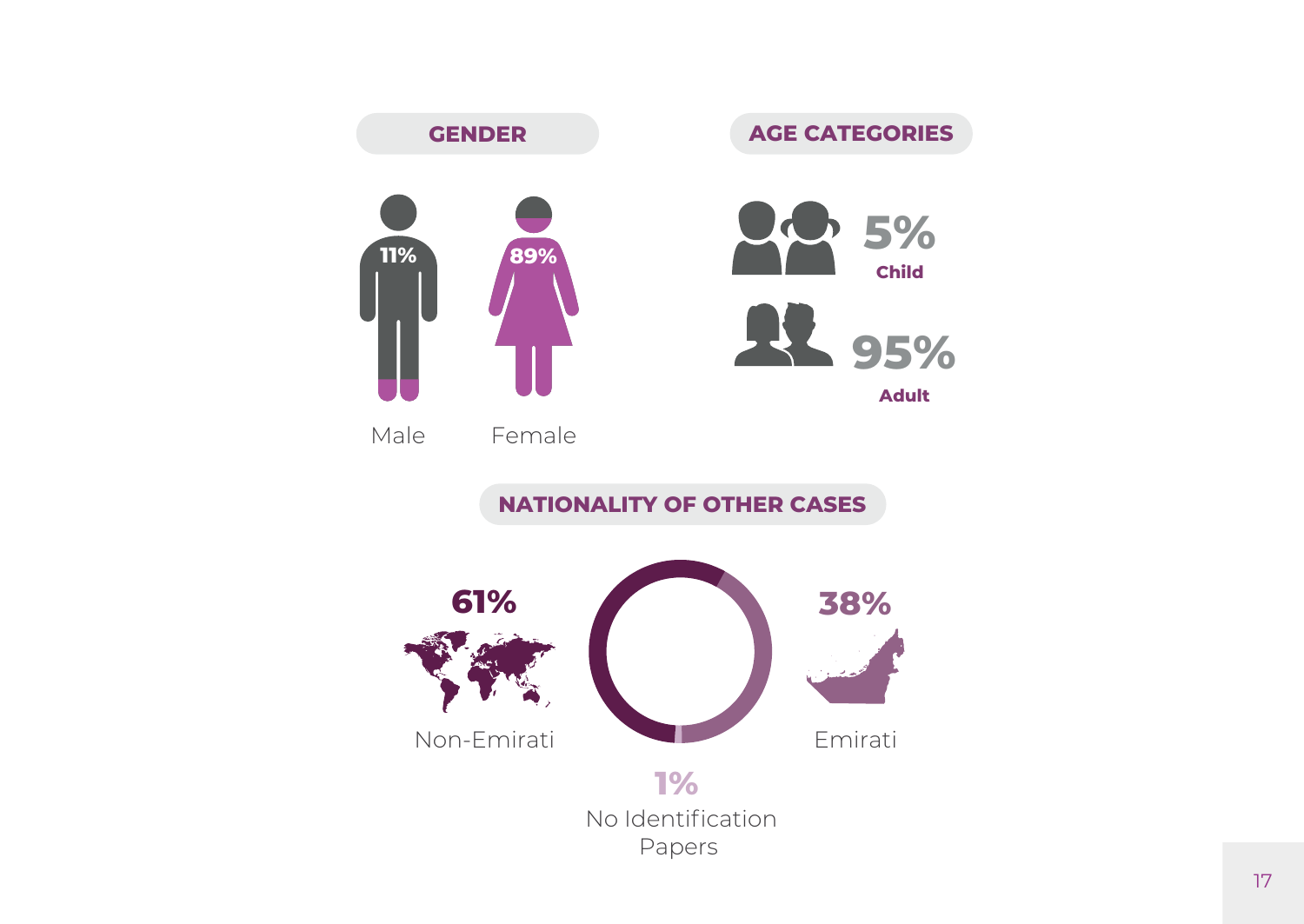## GENDER

- 11% Male
- 89% Female

## AGE CATEGORIES

- 5% Child
- 95% Adult

## NATIONALITY OF OTHER CASES

- 61% Non-Emirati
- 38% Emirati
- 1% No Identification Papers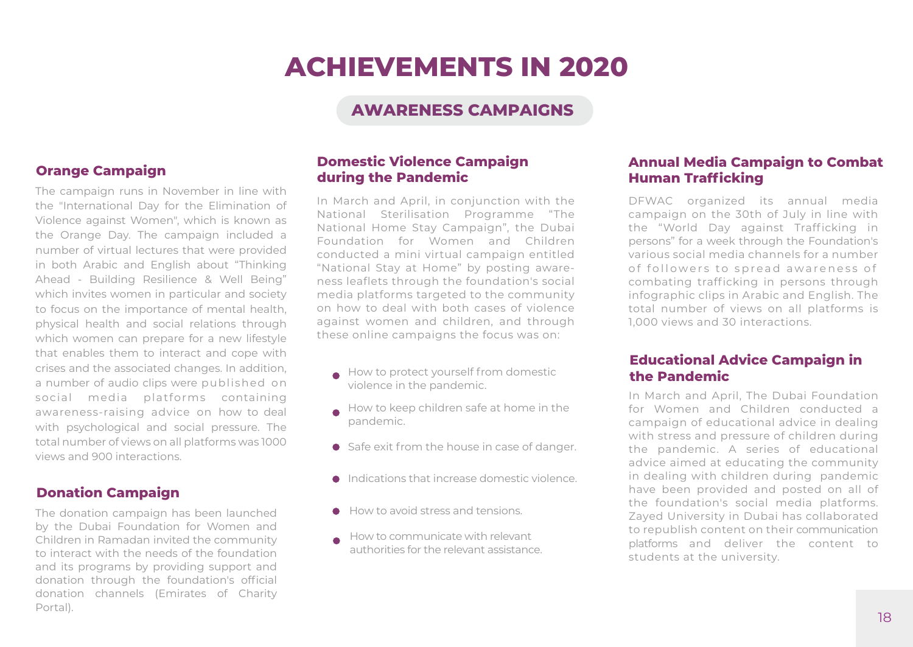# ACHIEVEMENTS IN 2020

## AWARENESS CAMPAIGNS

### Orange Campaign

The campaign runs in November in line with the "International Day for the Elimination of Violence against Women", which is known as the Orange Day. The campaign included a number of virtual lectures that were provided in both Arabic and English about "Thinking Ahead - Building Resilience & Well Being" which invites women in particular and society to focus on the importance of mental health, physical health and social relations through which women can prepare for a new lifestyle that enables them to interact and cope with crises and the associated changes. In addition, a number of audio clips were published on social media platforms containing awareness-raising advice on how to deal with psychological and social pressure. The total number of views on all platforms was 1000 views and 900 interactions.

### Donation Campaign

The donation campaign has been launched by the Dubai Foundation for Women and Children in Ramadan invited the community to interact with the needs of the foundation and its programs by providing support and donation through the foundation's official donation channels (Emirates of Charity Portal).

### Domestic Violence Campaign during the Pandemic

In March and April, in conjunction with the National Sterilisation Programme "The National Home Stay Campaign", the Dubai Foundation for Women and Children conducted a mini virtual campaign entitled "National Stay at Home" by posting awareness leaflets through the foundation's social media platforms targeted to the community on how to deal with both cases of violence against women and children, and through these online campaigns the focus was on:

- How to protect yourself from domestic violence in the pandemic.
- How to keep children safe at home in the pandemic.
- Safe exit from the house in case of danger.
- Indications that increase domestic violence.
- How to avoid stress and tensions.
- How to communicate with relevant authorities for the relevant assistance.

### Annual Media Campaign to Combat Human Trafficking

DFWAC organized its annual media campaign on the 30th of July in line with the "World Day against Trafficking in persons" for a week through the Foundation's various social media channels for a number of followers to spread awareness of combating trafficking in persons through infographic clips in Arabic and English. The total number of views on all platforms is 1,000 views and 30 interactions.

### Educational Advice Campaign in the Pandemic

In March and April, The Dubai Foundation for Women and Children conducted a campaign of educational advice in dealing with stress and pressure of children during the pandemic. A series of educational advice aimed at educating the community in dealing with children during pandemic have been provided and posted on all of the foundation's social media platforms. Zayed University in Dubai has collaborated to republish content on their communication platforms and deliver the content to students at the university.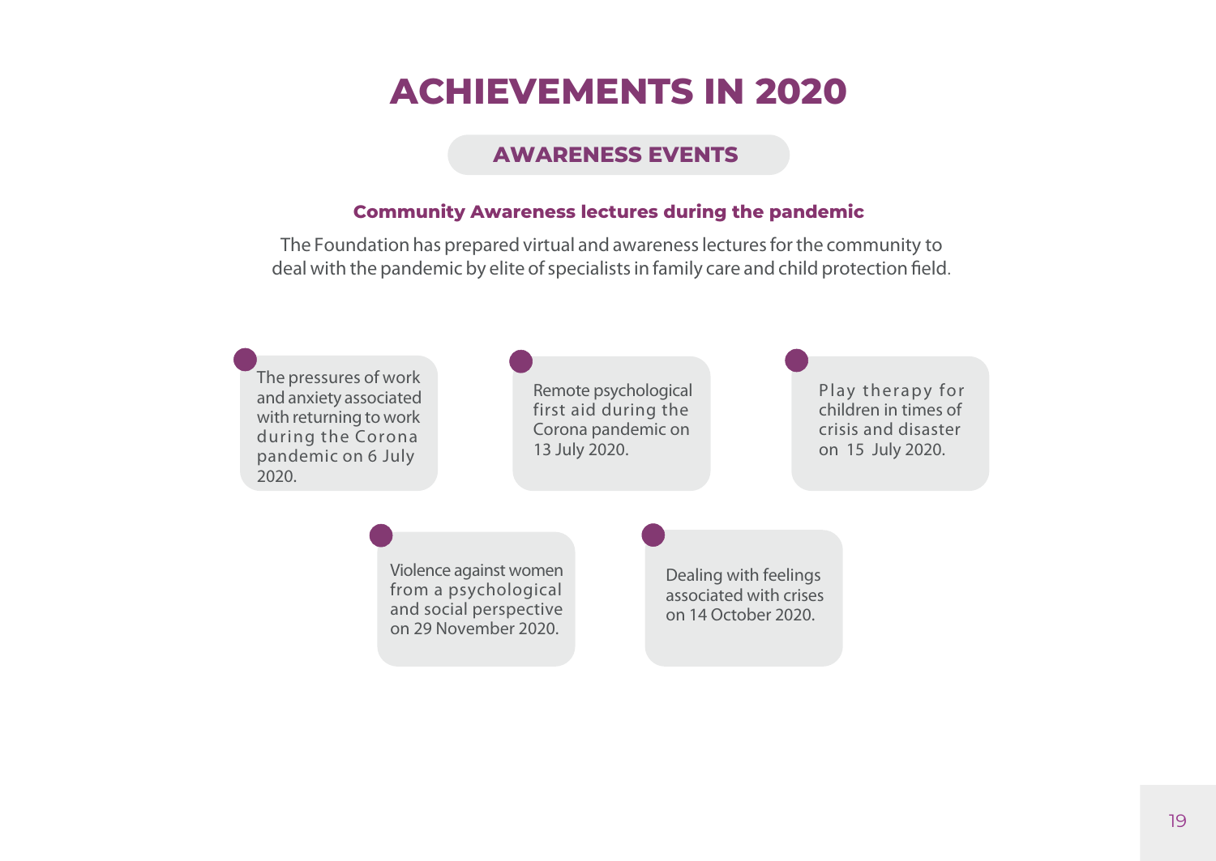# ACHIEVEMENTS IN 2020

## AWARENESS EVENTS

### Community Awareness lectures during the pandemic

The Foundation has prepared virtual and awareness lectures for the community to deal with the pandemic by elite of specialists in family care and child protection field.

- The pressures of work and anxiety associated with returning to work during the Corona pandemic on 6 July 2020.
- Remote psychological first aid during the Corona pandemic on 13 July 2020.
- Play therapy for children in times of crisis and disaster on 15 July 2020.
- Violence against women from a psychological and social perspective on 29 November 2020.
- Dealing with feelings associated with crises on 14 October 2020.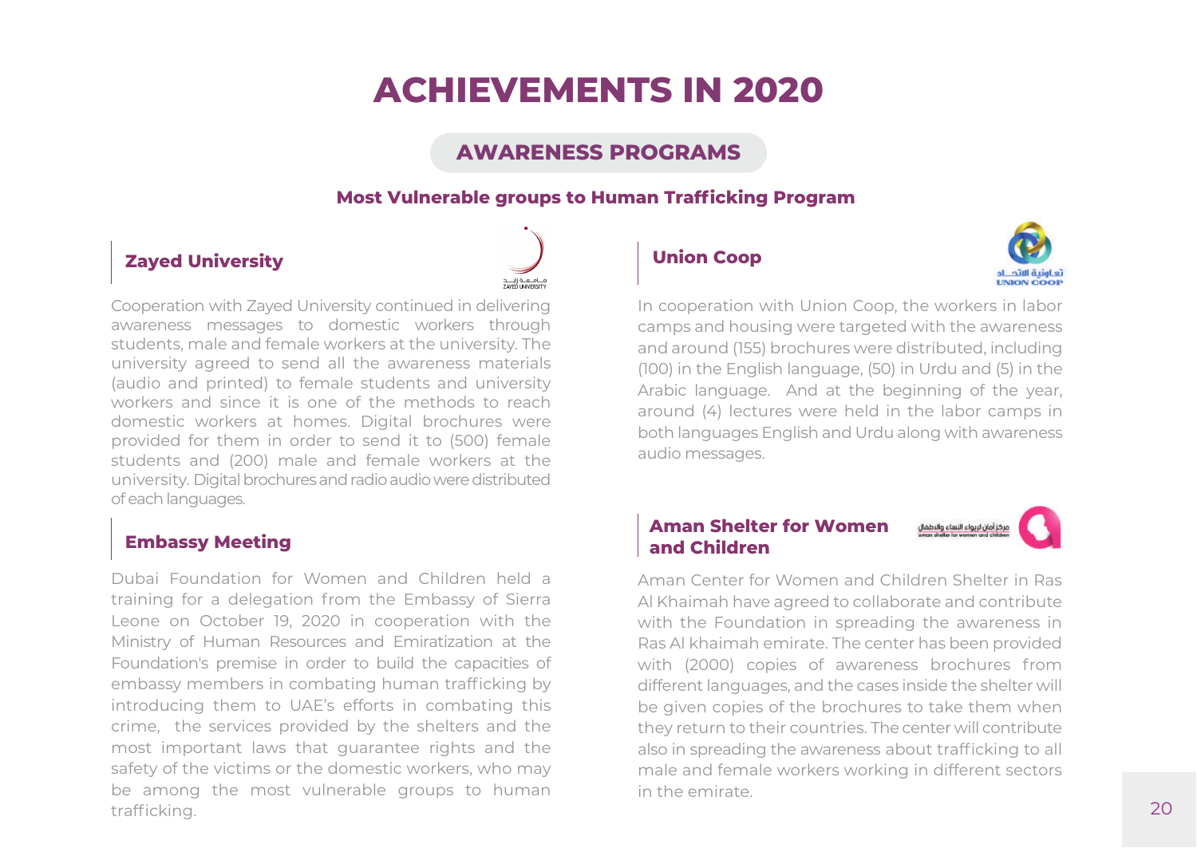# ACHIEVEMENTS IN 2020

## AWARENESS PROGRAMS

### Most Vulnerable groups to Human Trafficking Program

#### Zayed University

Cooperation with Zayed University continued in delivering awareness messages to domestic workers through students, male and female workers at the university. The university agreed to send all the awareness materials (audio and printed) to female students and university workers and since it is one of the methods to reach domestic workers at homes. Digital brochures were provided for them in order to send it to (500) female students and (200) male and female workers at the university. Digital brochures and radio audio were distributed of each languages.

#### Embassy Meeting

Dubai Foundation for Women and Children held a training for a delegation from the Embassy of Sierra Leone on October 19, 2020 in cooperation with the Ministry of Human Resources and Emiratization at the Foundation's premise in order to build the capacities of embassy members in combating human trafficking by introducing them to UAE's efforts in combating this crime, the services provided by the shelters and the most important laws that guarantee rights and the safety of the victims or the domestic workers, who may be among the most vulnerable groups to human trafficking.

#### Union Coop

In cooperation with Union Coop, the workers in labor camps and housing were targeted with the awareness and around (155) brochures were distributed, including (100) in the English language, (50) in Urdu and (5) in the Arabic language. And at the beginning of the year, around (4) lectures were held in the labor camps in both languages English and Urdu along with awareness audio messages.

#### Aman Shelter for Women and Children

Aman Center for Women and Children Shelter in Ras Al Khaimah have agreed to collaborate and contribute with the Foundation in spreading the awareness in Ras Al khaimah emirate. The center has been provided with (2000) copies of awareness brochures from different languages, and the cases inside the shelter will be given copies of the brochures to take them when they return to their countries. The center will contribute also in spreading the awareness about trafficking to all male and female workers working in different sectors in the emirate.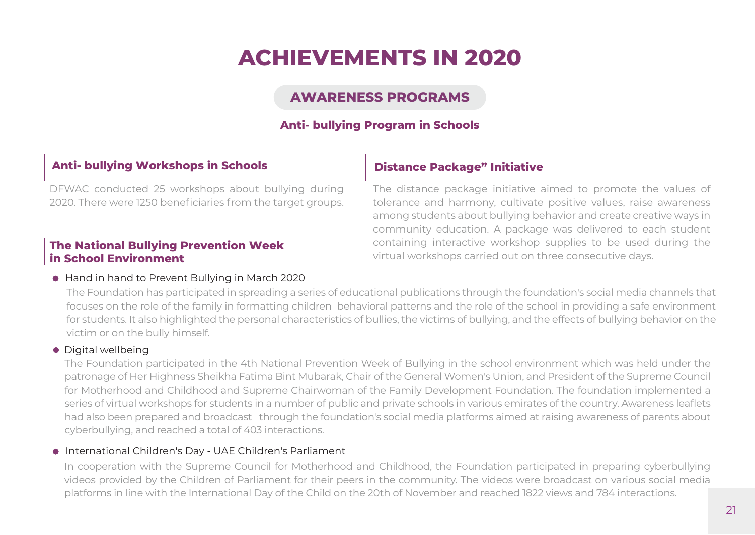# ACHIEVEMENTS IN 2020

## AWARENESS PROGRAMS

### Anti- bullying Program in Schools

#### Anti- bullying Workshops in Schools

DFWAC conducted 25 workshops about bullying during 2020. There were 1250 beneficiaries from the target groups.

#### Distance Package" Initiative

The distance package initiative aimed to promote the values of tolerance and harmony, cultivate positive values, raise awareness among students about bullying behavior and create creative ways in community education. A package was delivered to each student containing interactive workshop supplies to be used during the virtual workshops carried out on three consecutive days.

#### The National Bullying Prevention Week in School Environment

- Hand in hand to Prevent Bullying in March 2020

  The Foundation has participated in spreading a series of educational publications through the foundation's social media channels that focuses on the role of the family in formatting children behavioral patterns and the role of the school in providing a safe environment for students. It also highlighted the personal characteristics of bullies, the victims of bullying, and the effects of bullying behavior on the victim or on the bully himself.

- Digital wellbeing

  The Foundation participated in the 4th National Prevention Week of Bullying in the school environment which was held under the patronage of Her Highness Sheikha Fatima Bint Mubarak, Chair of the General Women's Union, and President of the Supreme Council for Motherhood and Childhood and Supreme Chairwoman of the Family Development Foundation. The foundation implemented a series of virtual workshops for students in a number of public and private schools in various emirates of the country. Awareness leaflets had also been prepared and broadcast through the foundation's social media platforms aimed at raising awareness of parents about cyberbullying, and reached a total of 403 interactions.

- International Children's Day - UAE Children's Parliament

  In cooperation with the Supreme Council for Motherhood and Childhood, the Foundation participated in preparing cyberbullying videos provided by the Children of Parliament for their peers in the community. The videos were broadcast on various social media platforms in line with the International Day of the Child on the 20th of November and reached 1822 views and 784 interactions.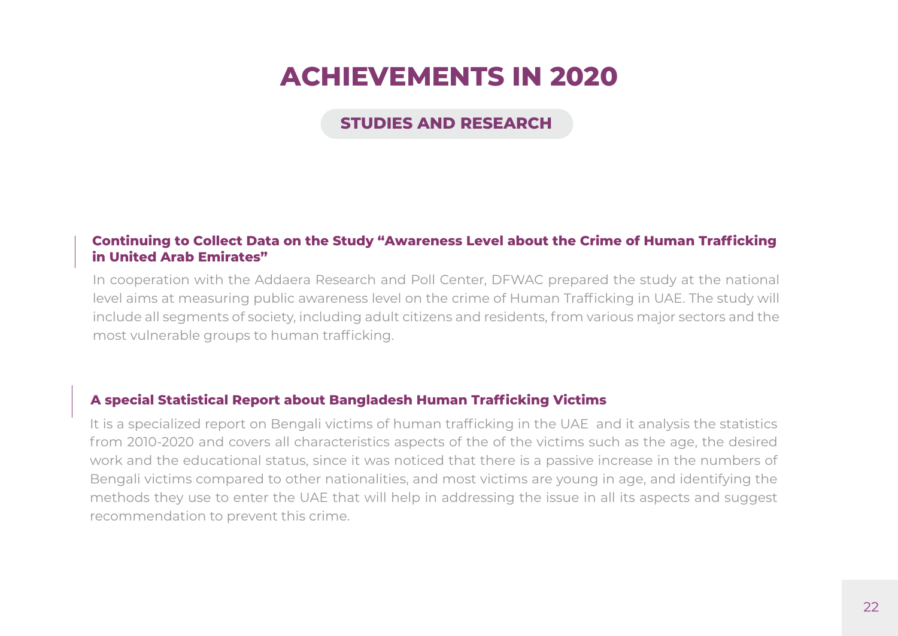# ACHIEVEMENTS IN 2020

## STUDIES AND RESEARCH

### Continuing to Collect Data on the Study "Awareness Level about the Crime of Human Trafficking in United Arab Emirates"

In cooperation with the Addaera Research and Poll Center, DFWAC prepared the study at the national level aims at measuring public awareness level on the crime of Human Trafficking in UAE. The study will include all segments of society, including adult citizens and residents, from various major sectors and the most vulnerable groups to human trafficking.

### A special Statistical Report about Bangladesh Human Trafficking Victims

It is a specialized report on Bengali victims of human trafficking in the UAE and it analysis the statistics from 2010-2020 and covers all characteristics aspects of the of the victims such as the age, the desired work and the educational status, since it was noticed that there is a passive increase in the numbers of Bengali victims compared to other nationalities, and most victims are young in age, and identifying the methods they use to enter the UAE that will help in addressing the issue in all its aspects and suggest recommendation to prevent this crime.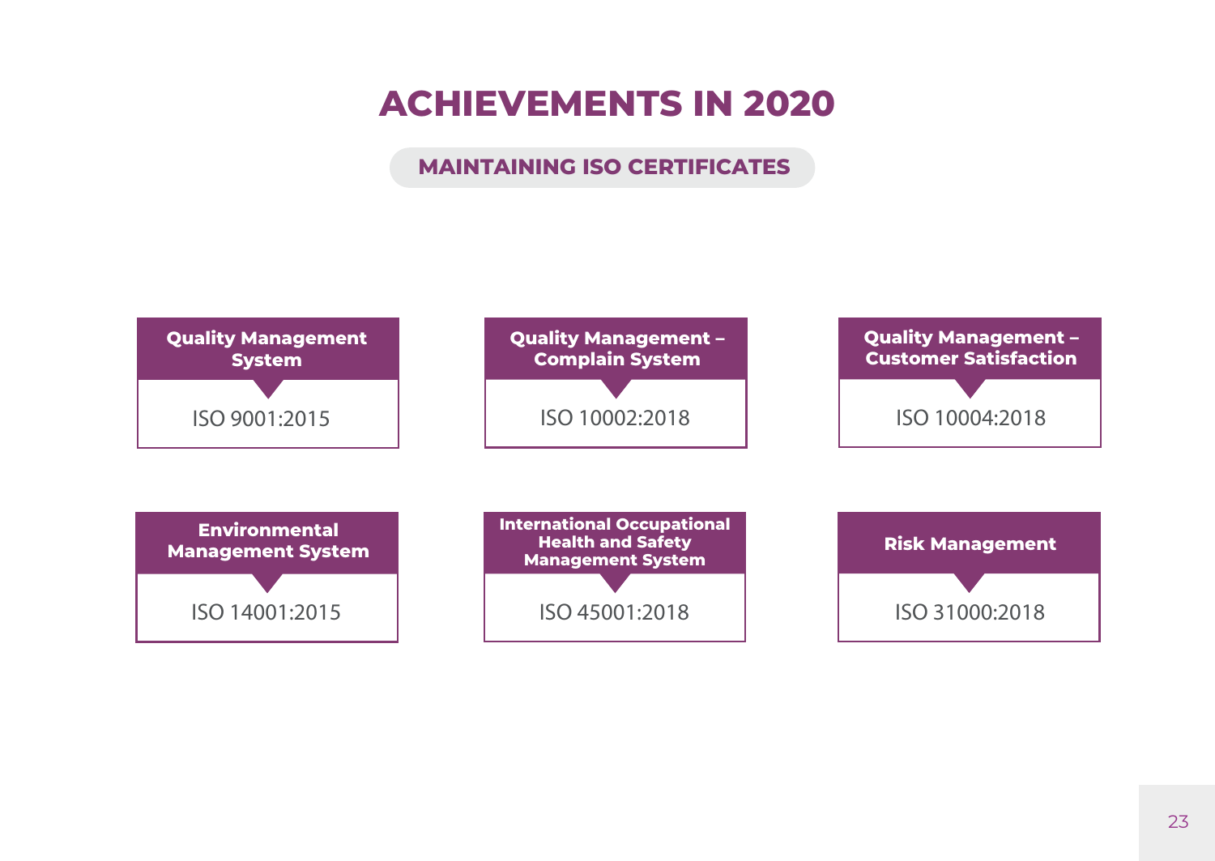# ACHIEVEMENTS IN 2020

## MAINTAINING ISO CERTIFICATES

**Quality Management System**

ISO 9001:2015

**Quality Management – Complain System**

ISO 10002:2018

**Quality Management – Customer Satisfaction**

ISO 10004:2018

**Environmental Management System**

ISO 14001:2015

**International Occupational Health and Safety Management System**

ISO 45001:2018

**Risk Management**

ISO 31000:2018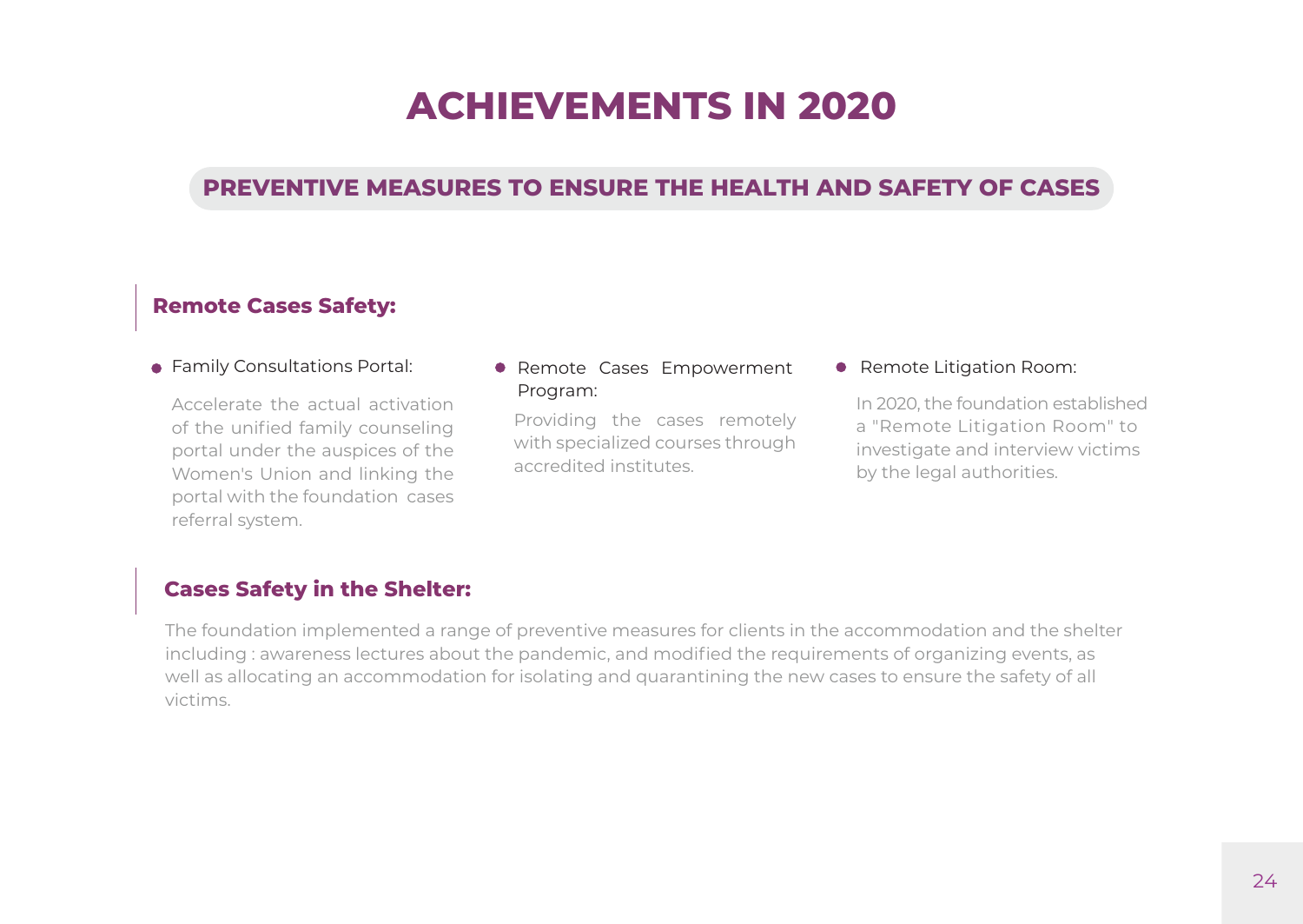# ACHIEVEMENTS IN 2020

## PREVENTIVE MEASURES TO ENSURE THE HEALTH AND SAFETY OF CASES

### Remote Cases Safety:

- Family Consultations Portal:

  Accelerate the actual activation of the unified family counseling portal under the auspices of the Women's Union and linking the portal with the foundation cases referral system.

- Remote Cases Empowerment Program:

  Providing the cases remotely with specialized courses through accredited institutes.

- Remote Litigation Room:

  In 2020, the foundation established a "Remote Litigation Room" to investigate and interview victims by the legal authorities.

### Cases Safety in the Shelter:

The foundation implemented a range of preventive measures for clients in the accommodation and the shelter including : awareness lectures about the pandemic, and modified the requirements of organizing events, as well as allocating an accommodation for isolating and quarantining the new cases to ensure the safety of all victims.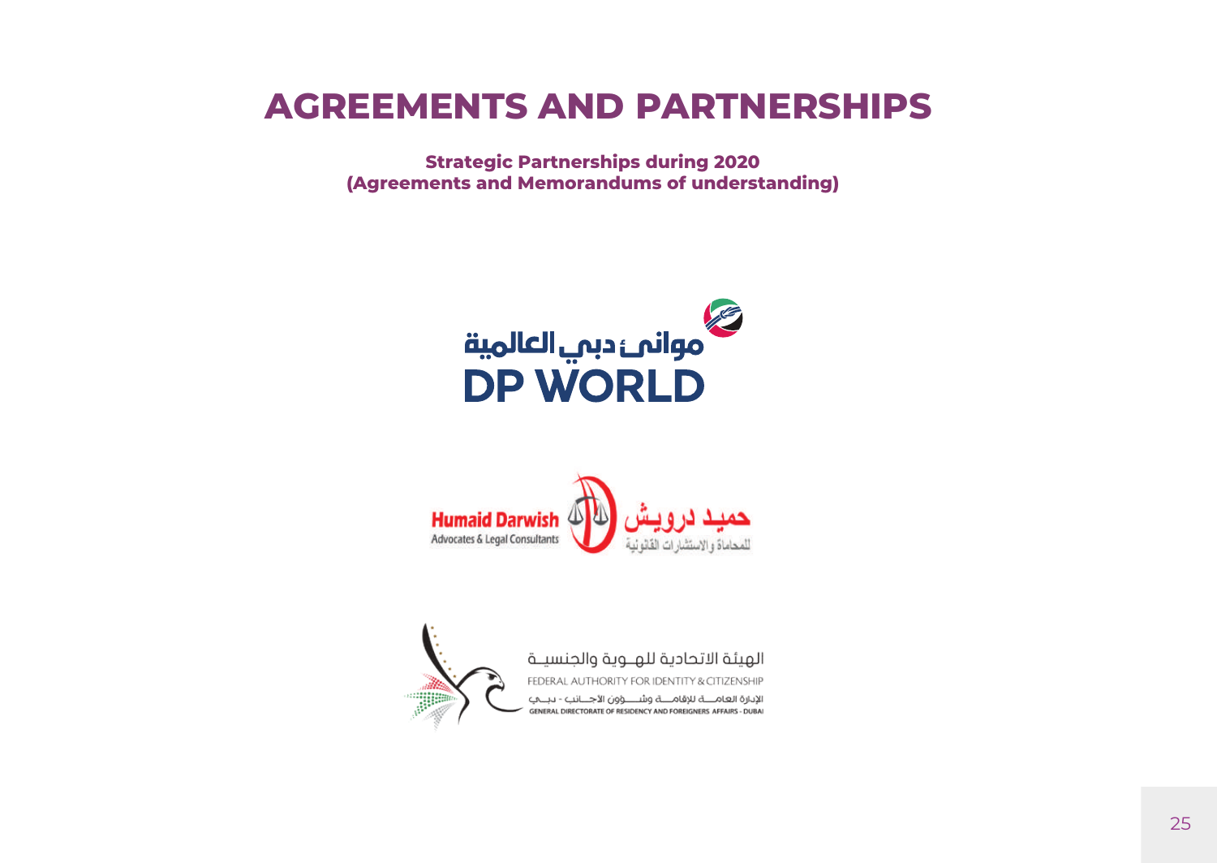# AGREEMENTS AND PARTNERSHIPS

**Strategic Partnerships during 2020**
**(Agreements and Memorandums of understanding)**

موانئ دبي العالمية
DP WORLD

Humaid Darwish
Advocates & Legal Consultants
حميد درويش
للمحاماة والاستشارات القانونية

الهيئة الاتحادية للهوية والجنسية
FEDERAL AUTHORITY FOR IDENTITY & CITIZENSHIP
الإدارة العامة للإقامة وشؤون الأجانب - دبي
GENERAL DIRECTORATE OF RESIDENCY AND FOREIGNERS AFFAIRS - DUBAI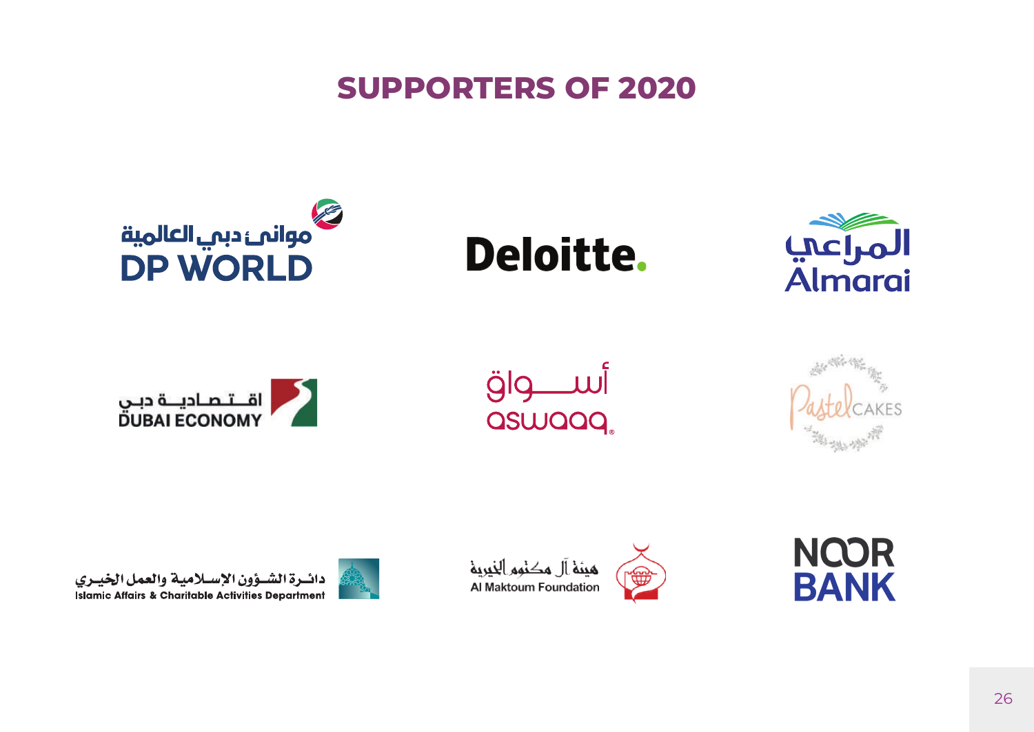# SUPPORTERS OF 2020

موانئ دبي العالمية
DP WORLD

Deloitte.

المراعي
Almarai

اقتصادية دبي
DUBAI ECONOMY

أسواق
aswaaq

Pastel CAKES

دائرة الشؤون الإسلامية والعمل الخيري
Islamic Affairs & Charitable Activities Department

هيئة آل مكتوم الخيرية
Al Maktoum Foundation

NOOR BANK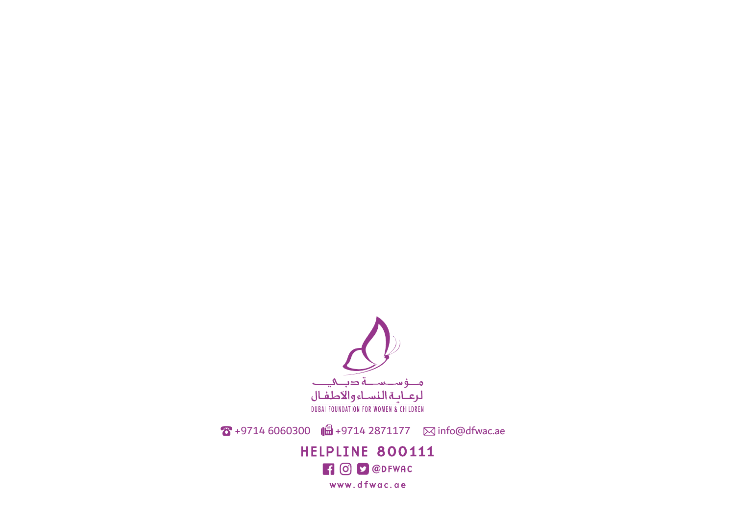مؤسسة دبي
لرعاية النساء والاطفال
DUBAI FOUNDATION FOR WOMEN & CHILDREN

+9714 6060300 +9714 2871177 info@dfwac.ae

HELPLINE 800111

@DFWAC

www.dfwac.ae